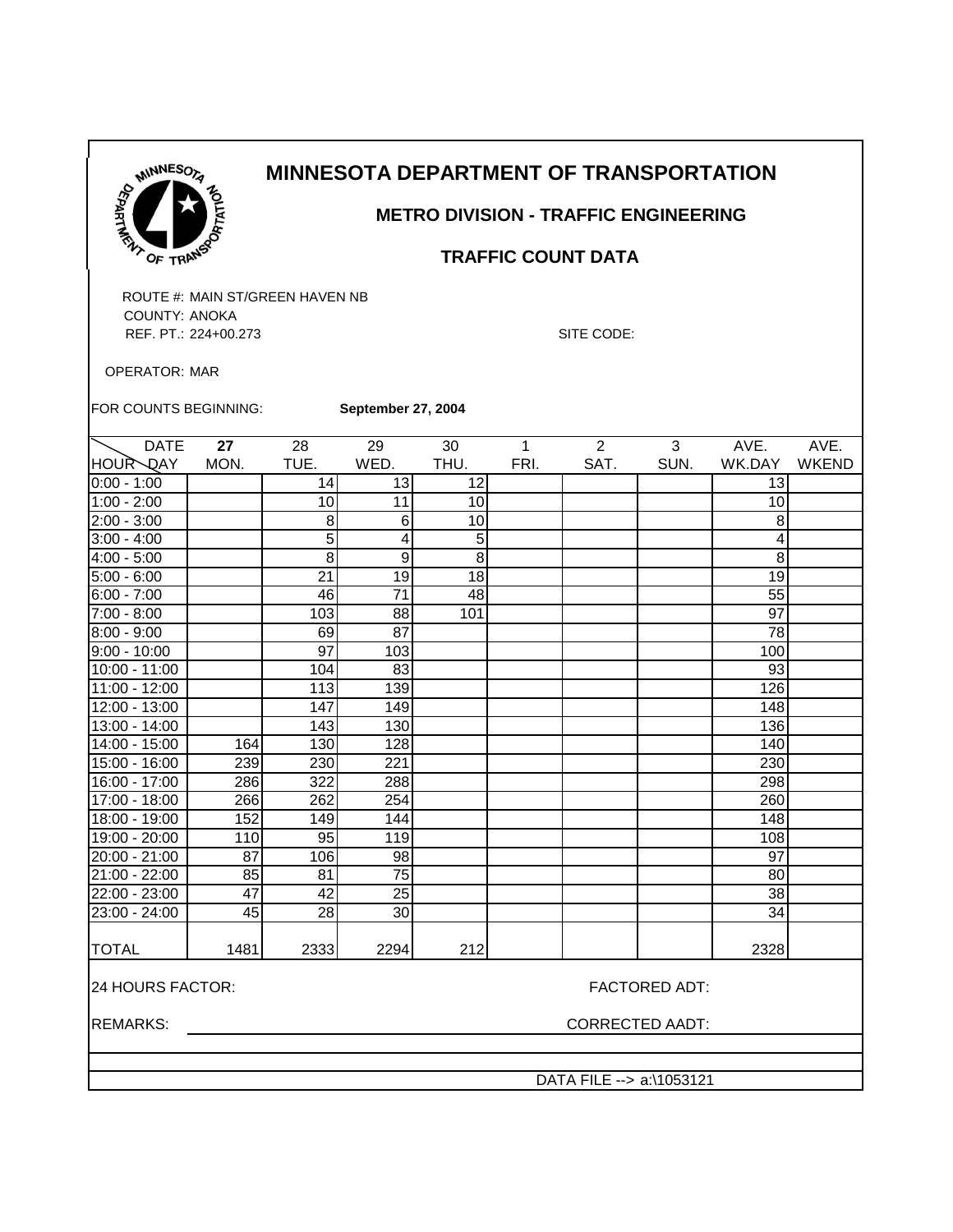# MINNESOTA DEPARTMENT OF TRANSPORTATION

## METRO DIVISION - TRAFFIC ENGINEERING

### TRAFFIC COUNT DATA

ROUTE #: MAIN ST/GREEN HAVEN NB
COUNTY: ANOKA
REF. PT.: 224+00.273
SITE CODE:

OPERATOR: MAR

FOR COUNTS BEGINNING: **September 27, 2004**

| HOUR \ DATE / DAY | **27** MON. | 28 TUE. | 29 WED. | 30 THU. | 1 FRI. | 2 SAT. | 3 SUN. | AVE. WK.DAY | AVE. WKEND |
|---|---|---|---|---|---|---|---|---|---|
| 0:00 - 1:00 | | 14 | 13 | 12 | | | | 13 | |
| 1:00 - 2:00 | | 10 | 11 | 10 | | | | 10 | |
| 2:00 - 3:00 | | 8 | 6 | 10 | | | | 8 | |
| 3:00 - 4:00 | | 5 | 4 | 5 | | | | 4 | |
| 4:00 - 5:00 | | 8 | 9 | 8 | | | | 8 | |
| 5:00 - 6:00 | | 21 | 19 | 18 | | | | 19 | |
| 6:00 - 7:00 | | 46 | 71 | 48 | | | | 55 | |
| 7:00 - 8:00 | | 103 | 88 | 101 | | | | 97 | |
| 8:00 - 9:00 | | 69 | 87 | | | | | 78 | |
| 9:00 - 10:00 | | 97 | 103 | | | | | 100 | |
| 10:00 - 11:00 | | 104 | 83 | | | | | 93 | |
| 11:00 - 12:00 | | 113 | 139 | | | | | 126 | |
| 12:00 - 13:00 | | 147 | 149 | | | | | 148 | |
| 13:00 - 14:00 | | 143 | 130 | | | | | 136 | |
| 14:00 - 15:00 | 164 | 130 | 128 | | | | | 140 | |
| 15:00 - 16:00 | 239 | 230 | 221 | | | | | 230 | |
| 16:00 - 17:00 | 286 | 322 | 288 | | | | | 298 | |
| 17:00 - 18:00 | 266 | 262 | 254 | | | | | 260 | |
| 18:00 - 19:00 | 152 | 149 | 144 | | | | | 148 | |
| 19:00 - 20:00 | 110 | 95 | 119 | | | | | 108 | |
| 20:00 - 21:00 | 87 | 106 | 98 | | | | | 97 | |
| 21:00 - 22:00 | 85 | 81 | 75 | | | | | 80 | |
| 22:00 - 23:00 | 47 | 42 | 25 | | | | | 38 | |
| 23:00 - 24:00 | 45 | 28 | 30 | | | | | 34 | |
| TOTAL | 1481 | 2333 | 2294 | 212 | | | | 2328 | |

24 HOURS FACTOR: FACTORED ADT:

REMARKS: CORRECTED AADT:

DATA FILE --> a:\1053121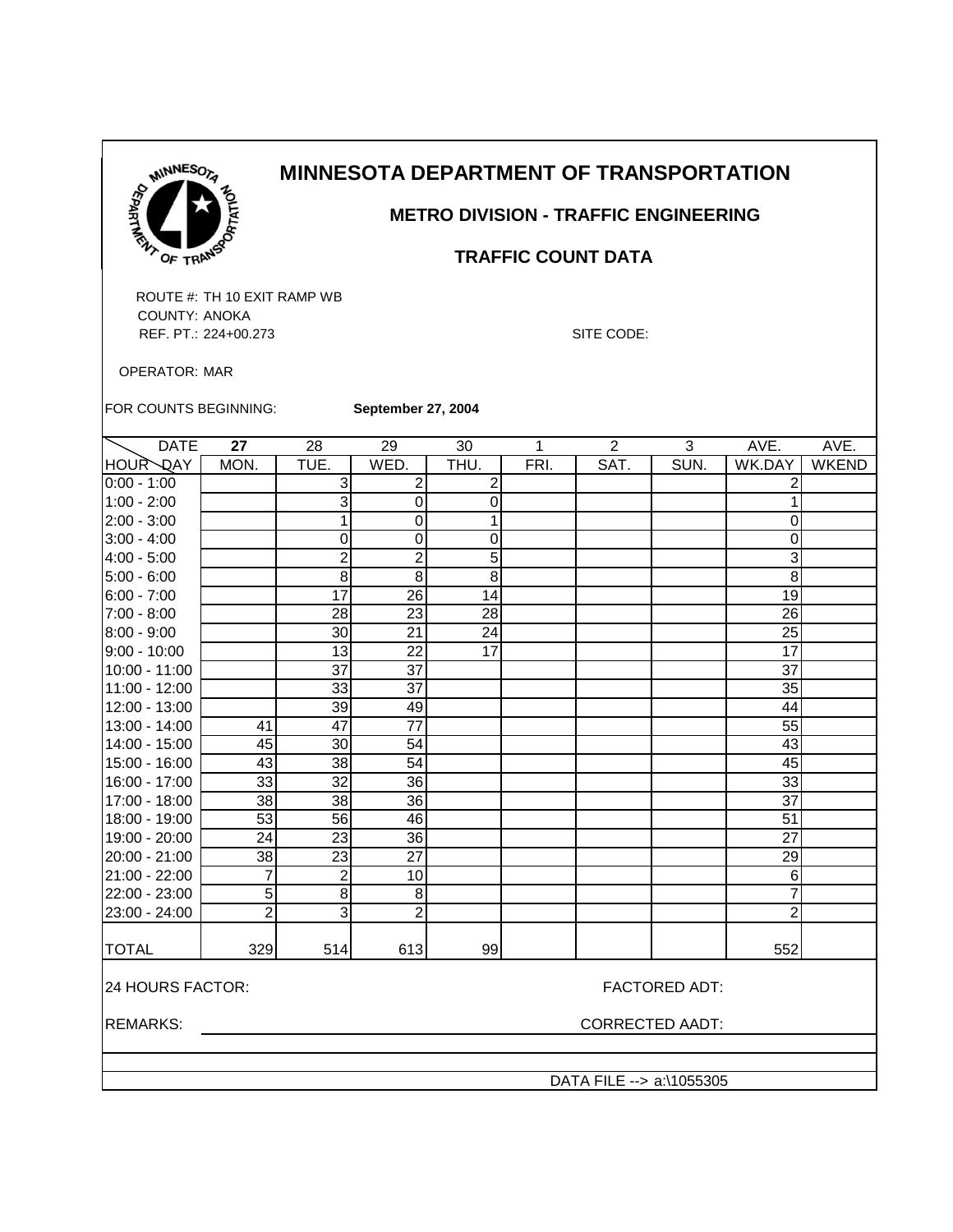# MINNESOTA DEPARTMENT OF TRANSPORTATION

## METRO DIVISION - TRAFFIC ENGINEERING

### TRAFFIC COUNT DATA

ROUTE #: TH 10 EXIT RAMP WB
COUNTY: ANOKA
REF. PT.: 224+00.273

SITE CODE:

OPERATOR: MAR

FOR COUNTS BEGINNING: **September 27, 2004**

| DATE | **27** | 28 | 29 | 30 | 1 | 2 | 3 | AVE. | AVE. |
|---|---|---|---|---|---|---|---|---|---|
| HOUR \ DAY | MON. | TUE. | WED. | THU. | FRI. | SAT. | SUN. | WK.DAY | WKEND |
| 0:00 - 1:00 | | 3 | 2 | 2 | | | | 2 | |
| 1:00 - 2:00 | | 3 | 0 | 0 | | | | 1 | |
| 2:00 - 3:00 | | 1 | 0 | 1 | | | | 0 | |
| 3:00 - 4:00 | | 0 | 0 | 0 | | | | 0 | |
| 4:00 - 5:00 | | 2 | 2 | 5 | | | | 3 | |
| 5:00 - 6:00 | | 8 | 8 | 8 | | | | 8 | |
| 6:00 - 7:00 | | 17 | 26 | 14 | | | | 19 | |
| 7:00 - 8:00 | | 28 | 23 | 28 | | | | 26 | |
| 8:00 - 9:00 | | 30 | 21 | 24 | | | | 25 | |
| 9:00 - 10:00 | | 13 | 22 | 17 | | | | 17 | |
| 10:00 - 11:00 | | 37 | 37 | | | | | 37 | |
| 11:00 - 12:00 | | 33 | 37 | | | | | 35 | |
| 12:00 - 13:00 | | 39 | 49 | | | | | 44 | |
| 13:00 - 14:00 | 41 | 47 | 77 | | | | | 55 | |
| 14:00 - 15:00 | 45 | 30 | 54 | | | | | 43 | |
| 15:00 - 16:00 | 43 | 38 | 54 | | | | | 45 | |
| 16:00 - 17:00 | 33 | 32 | 36 | | | | | 33 | |
| 17:00 - 18:00 | 38 | 38 | 36 | | | | | 37 | |
| 18:00 - 19:00 | 53 | 56 | 46 | | | | | 51 | |
| 19:00 - 20:00 | 24 | 23 | 36 | | | | | 27 | |
| 20:00 - 21:00 | 38 | 23 | 27 | | | | | 29 | |
| 21:00 - 22:00 | 7 | 2 | 10 | | | | | 6 | |
| 22:00 - 23:00 | 5 | 8 | 8 | | | | | 7 | |
| 23:00 - 24:00 | 2 | 3 | 2 | | | | | 2 | |
| TOTAL | 329 | 514 | 613 | 99 | | | | 552 | |

24 HOURS FACTOR: FACTORED ADT:

REMARKS: CORRECTED AADT:

DATA FILE --> a:\1055305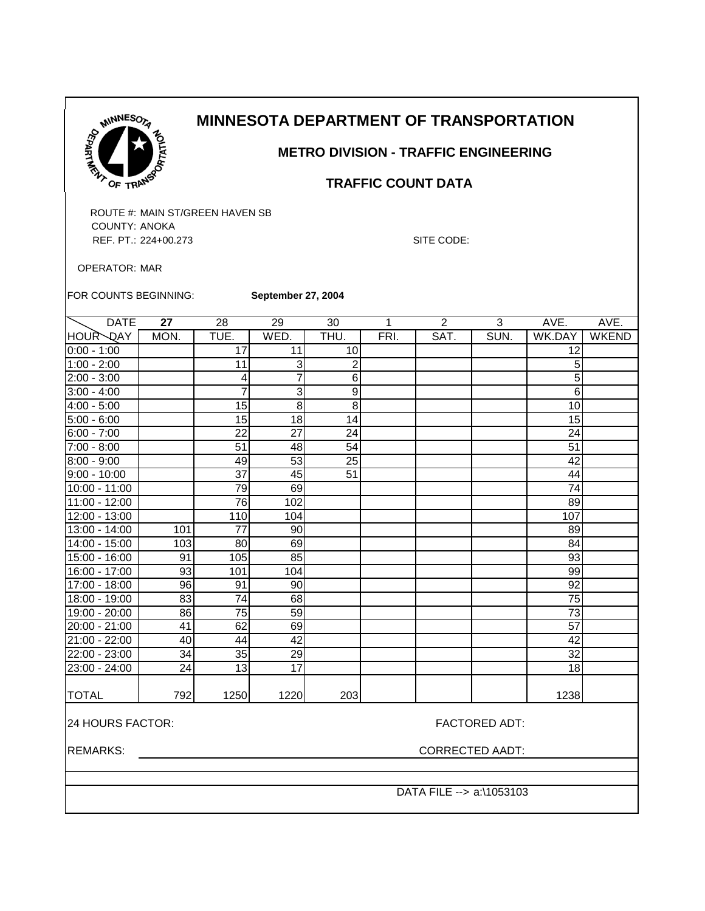# MINNESOTA DEPARTMENT OF TRANSPORTATION

## METRO DIVISION - TRAFFIC ENGINEERING

### TRAFFIC COUNT DATA

ROUTE #: MAIN ST/GREEN HAVEN SB
COUNTY: ANOKA
REF. PT.: 224+00.273 SITE CODE:

OPERATOR: MAR

FOR COUNTS BEGINNING: **September 27, 2004**

| DATE / HOUR DAY | **27** MON. | 28 TUE. | 29 WED. | 30 THU. | 1 FRI. | 2 SAT. | 3 SUN. | AVE. WK.DAY | AVE. WKEND |
|---|---|---|---|---|---|---|---|---|---|
| 0:00 - 1:00 | | 17 | 11 | 10 | | | | 12 | |
| 1:00 - 2:00 | | 11 | 3 | 2 | | | | 5 | |
| 2:00 - 3:00 | | 4 | 7 | 6 | | | | 5 | |
| 3:00 - 4:00 | | 7 | 3 | 9 | | | | 6 | |
| 4:00 - 5:00 | | 15 | 8 | 8 | | | | 10 | |
| 5:00 - 6:00 | | 15 | 18 | 14 | | | | 15 | |
| 6:00 - 7:00 | | 22 | 27 | 24 | | | | 24 | |
| 7:00 - 8:00 | | 51 | 48 | 54 | | | | 51 | |
| 8:00 - 9:00 | | 49 | 53 | 25 | | | | 42 | |
| 9:00 - 10:00 | | 37 | 45 | 51 | | | | 44 | |
| 10:00 - 11:00 | | 79 | 69 | | | | | 74 | |
| 11:00 - 12:00 | | 76 | 102 | | | | | 89 | |
| 12:00 - 13:00 | | 110 | 104 | | | | | 107 | |
| 13:00 - 14:00 | 101 | 77 | 90 | | | | | 89 | |
| 14:00 - 15:00 | 103 | 80 | 69 | | | | | 84 | |
| 15:00 - 16:00 | 91 | 105 | 85 | | | | | 93 | |
| 16:00 - 17:00 | 93 | 101 | 104 | | | | | 99 | |
| 17:00 - 18:00 | 96 | 91 | 90 | | | | | 92 | |
| 18:00 - 19:00 | 83 | 74 | 68 | | | | | 75 | |
| 19:00 - 20:00 | 86 | 75 | 59 | | | | | 73 | |
| 20:00 - 21:00 | 41 | 62 | 69 | | | | | 57 | |
| 21:00 - 22:00 | 40 | 44 | 42 | | | | | 42 | |
| 22:00 - 23:00 | 34 | 35 | 29 | | | | | 32 | |
| 23:00 - 24:00 | 24 | 13 | 17 | | | | | 18 | |
| TOTAL | 792 | 1250 | 1220 | 203 | | | | 1238 | |

24 HOURS FACTOR: FACTORED ADT:

REMARKS: CORRECTED AADT:

DATA FILE --> a:\1053103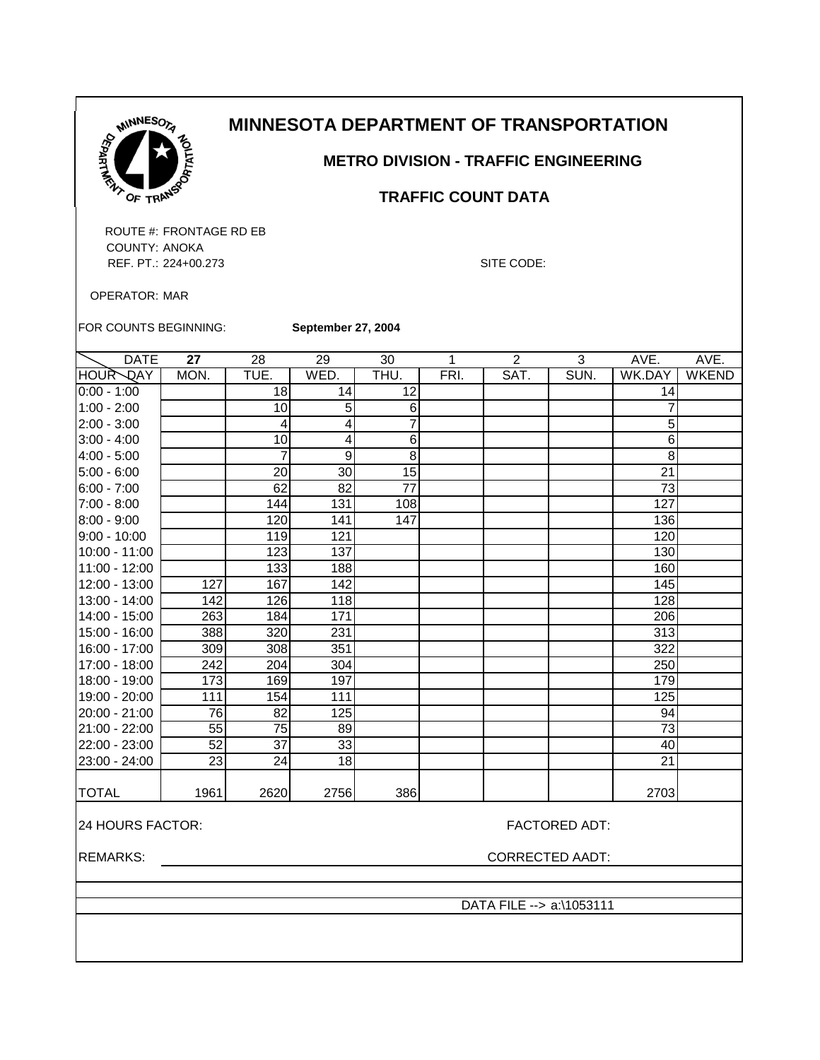# MINNESOTA DEPARTMENT OF TRANSPORTATION

## METRO DIVISION - TRAFFIC ENGINEERING

### TRAFFIC COUNT DATA

ROUTE #: FRONTAGE RD EB
COUNTY: ANOKA
REF. PT.: 224+00.273

SITE CODE:

OPERATOR: MAR

FOR COUNTS BEGINNING: **September 27, 2004**

| DATE | **27** | 28 | 29 | 30 | 1 | 2 | 3 | AVE. | AVE. |
|---|---|---|---|---|---|---|---|---|---|
| HOUR \ DAY | MON. | TUE. | WED. | THU. | FRI. | SAT. | SUN. | WK.DAY | WKEND |
| 0:00 - 1:00 | | 18 | 14 | 12 | | | | 14 | |
| 1:00 - 2:00 | | 10 | 5 | 6 | | | | 7 | |
| 2:00 - 3:00 | | 4 | 4 | 7 | | | | 5 | |
| 3:00 - 4:00 | | 10 | 4 | 6 | | | | 6 | |
| 4:00 - 5:00 | | 7 | 9 | 8 | | | | 8 | |
| 5:00 - 6:00 | | 20 | 30 | 15 | | | | 21 | |
| 6:00 - 7:00 | | 62 | 82 | 77 | | | | 73 | |
| 7:00 - 8:00 | | 144 | 131 | 108 | | | | 127 | |
| 8:00 - 9:00 | | 120 | 141 | 147 | | | | 136 | |
| 9:00 - 10:00 | | 119 | 121 | | | | | 120 | |
| 10:00 - 11:00 | | 123 | 137 | | | | | 130 | |
| 11:00 - 12:00 | | 133 | 188 | | | | | 160 | |
| 12:00 - 13:00 | 127 | 167 | 142 | | | | | 145 | |
| 13:00 - 14:00 | 142 | 126 | 118 | | | | | 128 | |
| 14:00 - 15:00 | 263 | 184 | 171 | | | | | 206 | |
| 15:00 - 16:00 | 388 | 320 | 231 | | | | | 313 | |
| 16:00 - 17:00 | 309 | 308 | 351 | | | | | 322 | |
| 17:00 - 18:00 | 242 | 204 | 304 | | | | | 250 | |
| 18:00 - 19:00 | 173 | 169 | 197 | | | | | 179 | |
| 19:00 - 20:00 | 111 | 154 | 111 | | | | | 125 | |
| 20:00 - 21:00 | 76 | 82 | 125 | | | | | 94 | |
| 21:00 - 22:00 | 55 | 75 | 89 | | | | | 73 | |
| 22:00 - 23:00 | 52 | 37 | 33 | | | | | 40 | |
| 23:00 - 24:00 | 23 | 24 | 18 | | | | | 21 | |
| TOTAL | 1961 | 2620 | 2756 | 386 | | | | 2703 | |

24 HOURS FACTOR:

FACTORED ADT:

REMARKS:

CORRECTED AADT:

DATA FILE --> a:\1053111